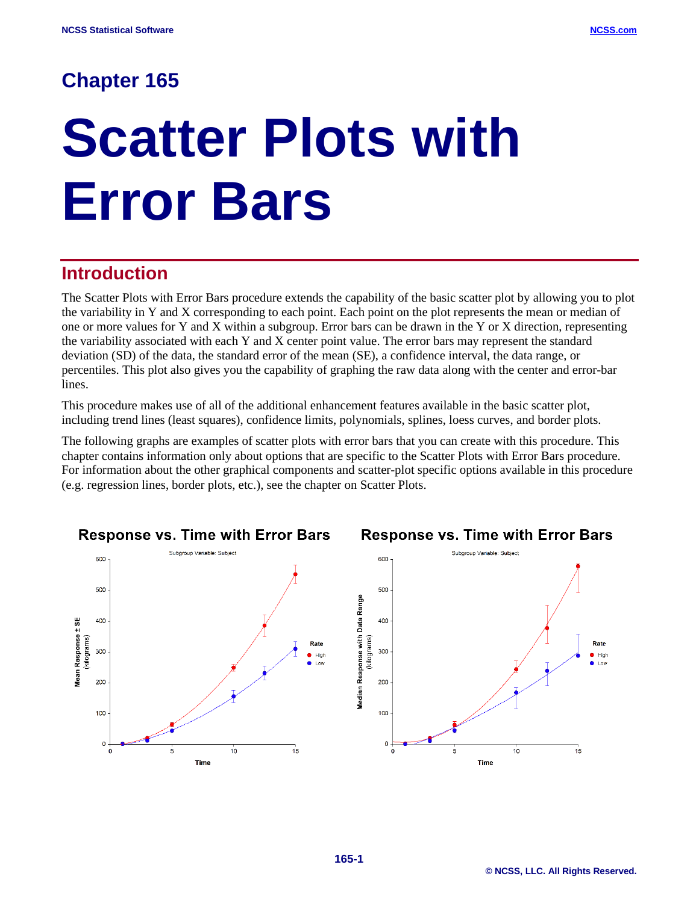Chapter 165

# Scatter Plots with Error Bars

## Introduction

The Scatter Plots with Error Bars procedure extends the capability of the basic scatter plot by allowing you to plot the variability in Y and X corresponding to each point. Each point on the plot represents the mean or median of one or more values for Y and X within a subgroup. Error bars can be drawn in the Y or X direction, representing the variability associated with each Y and X center point value. The error bars may represent the standard deviation (SD) of the data, the standard error of the mean (SE), a confidence interval, the data range, or percentiles. This plot also gives you the capability of graphing the raw data along with the center and error-bar lines.

This procedure makes use of all of the additional enhancement features available in the basic scatter plot, including trend lines (least squares), confidence limits, polynomials, splines, loess curves, and border plots.

The following graphs are examples of scatter plots with error bars that you can create with this procedure. This chapter contains information only about options that are specific to the Scatter Plots with Error Bars procedure. For information about the other graphical components and scatter-plot specific options available in this procedure (e.g. regression lines, border plots, etc.), see the chapter on Scatter Plots.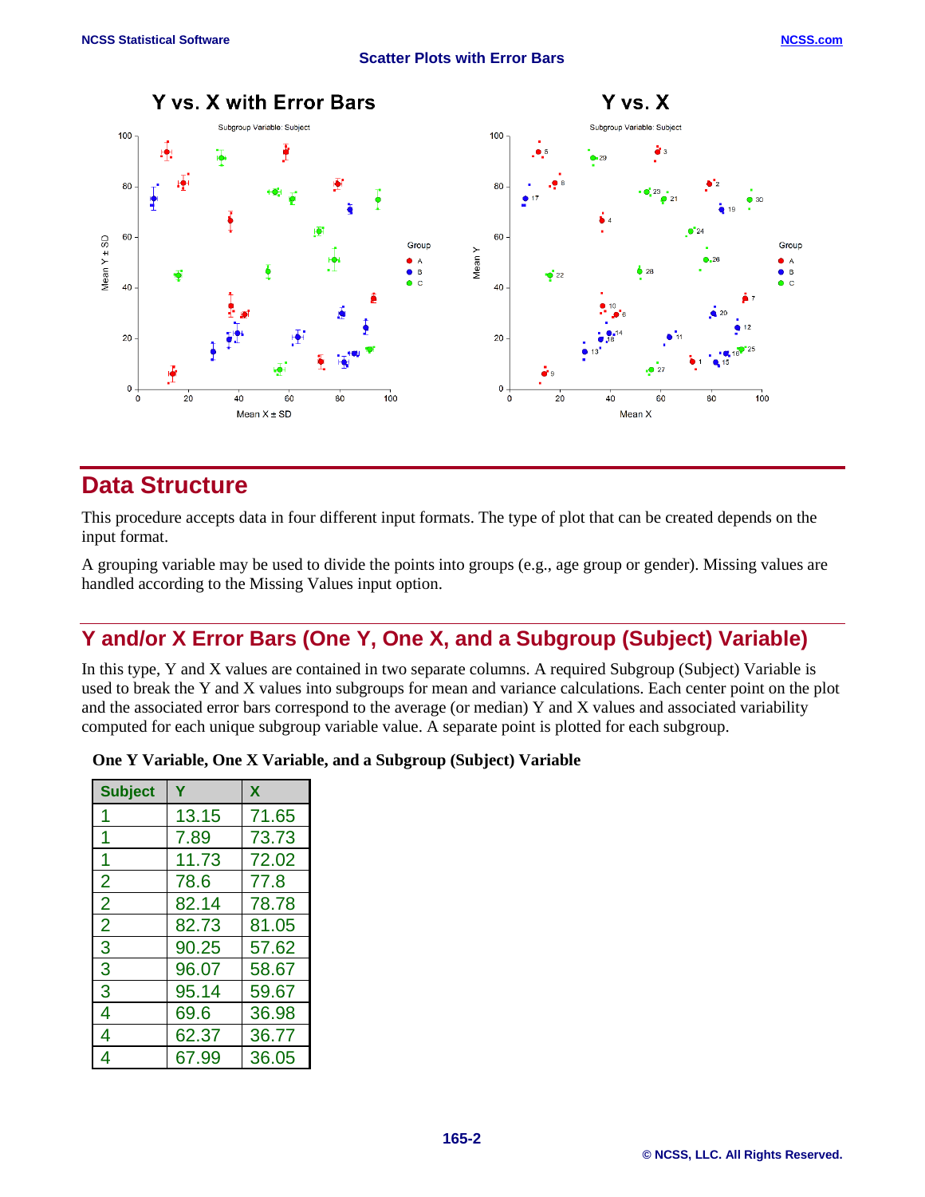## Scatter Plots with Error Bars

# Data Structure

This procedure accepts data in four different input formats. The type of plot that can be created depends on the input format.

A grouping variable may be used to divide the points into groups (e.g., age group or gender). Missing values are handled according to the Missing Values input option.

## Y and/or X Error Bars (One Y, One X, and a Subgroup (Subject) Variable)

In this type, Y and X values are contained in two separate columns. A required Subgroup (Subject) Variable is used to break the Y and X values into subgroups for mean and variance calculations. Each center point on the plot and the associated error bars correspond to the average (or median) Y and X values and associated variability computed for each unique subgroup variable value. A separate point is plotted for each subgroup.

**One Y Variable, One X Variable, and a Subgroup (Subject) Variable**

| Subject | Y | X |
|---|---|---|
| 1 | 13.15 | 71.65 |
| 1 | 7.89 | 73.73 |
| 1 | 11.73 | 72.02 |
| 2 | 78.6 | 77.8 |
| 2 | 82.14 | 78.78 |
| 2 | 82.73 | 81.05 |
| 3 | 90.25 | 57.62 |
| 3 | 96.07 | 58.67 |
| 3 | 95.14 | 59.67 |
| 4 | 69.6 | 36.98 |
| 4 | 62.37 | 36.77 |
| 4 | 67.99 | 36.05 |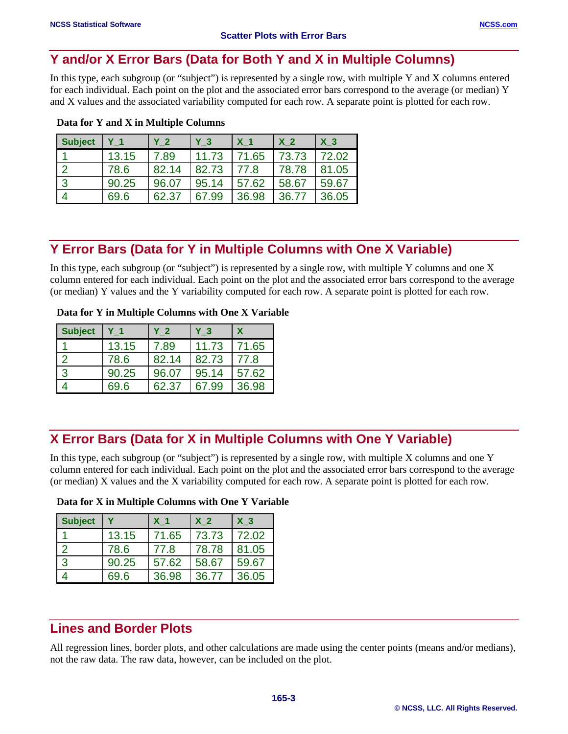## Y and/or X Error Bars (Data for Both Y and X in Multiple Columns)

In this type, each subgroup (or "subject") is represented by a single row, with multiple Y and X columns entered for each individual. Each point on the plot and the associated error bars correspond to the average (or median) Y and X values and the associated variability computed for each row. A separate point is plotted for each row.

**Data for Y and X in Multiple Columns**

| Subject | Y_1 | Y_2 | Y_3 | X_1 | X_2 | X_3 |
|---|---|---|---|---|---|---|
| 1 | 13.15 | 7.89 | 11.73 | 71.65 | 73.73 | 72.02 |
| 2 | 78.6 | 82.14 | 82.73 | 77.8 | 78.78 | 81.05 |
| 3 | 90.25 | 96.07 | 95.14 | 57.62 | 58.67 | 59.67 |
| 4 | 69.6 | 62.37 | 67.99 | 36.98 | 36.77 | 36.05 |

## Y Error Bars (Data for Y in Multiple Columns with One X Variable)

In this type, each subgroup (or "subject") is represented by a single row, with multiple Y columns and one X column entered for each individual. Each point on the plot and the associated error bars correspond to the average (or median) Y values and the Y variability computed for each row. A separate point is plotted for each row.

**Data for Y in Multiple Columns with One X Variable**

| Subject | Y_1 | Y_2 | Y_3 | X |
|---|---|---|---|---|
| 1 | 13.15 | 7.89 | 11.73 | 71.65 |
| 2 | 78.6 | 82.14 | 82.73 | 77.8 |
| 3 | 90.25 | 96.07 | 95.14 | 57.62 |
| 4 | 69.6 | 62.37 | 67.99 | 36.98 |

## X Error Bars (Data for X in Multiple Columns with One Y Variable)

In this type, each subgroup (or "subject") is represented by a single row, with multiple X columns and one Y column entered for each individual. Each point on the plot and the associated error bars correspond to the average (or median) X values and the X variability computed for each row. A separate point is plotted for each row.

**Data for X in Multiple Columns with One Y Variable**

| Subject | Y | X_1 | X_2 | X_3 |
|---|---|---|---|---|
| 1 | 13.15 | 71.65 | 73.73 | 72.02 |
| 2 | 78.6 | 77.8 | 78.78 | 81.05 |
| 3 | 90.25 | 57.62 | 58.67 | 59.67 |
| 4 | 69.6 | 36.98 | 36.77 | 36.05 |

## Lines and Border Plots

All regression lines, border plots, and other calculations are made using the center points (means and/or medians), not the raw data. The raw data, however, can be included on the plot.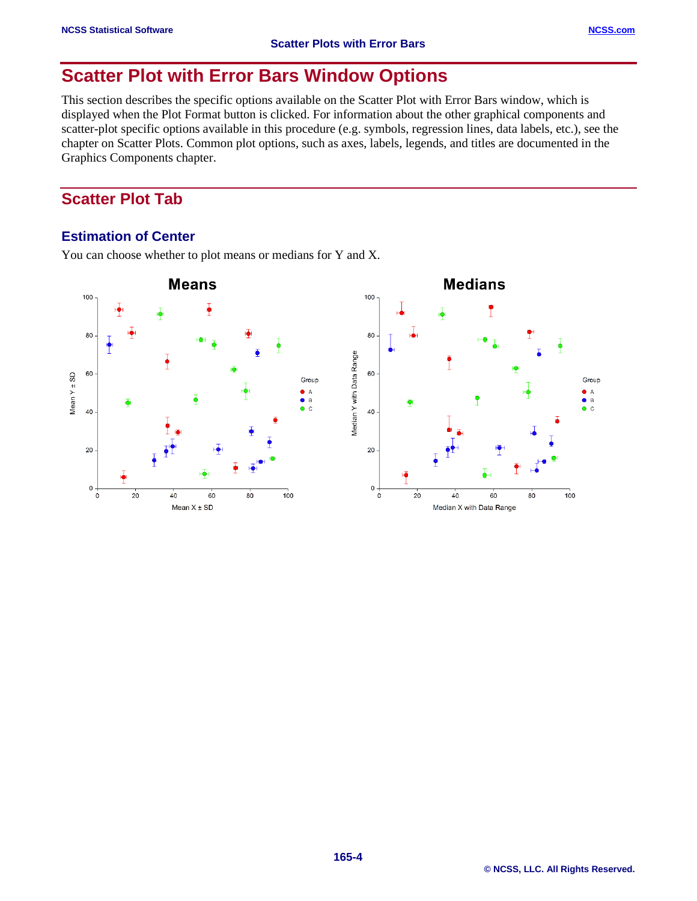# Scatter Plot with Error Bars Window Options

This section describes the specific options available on the Scatter Plot with Error Bars window, which is displayed when the Plot Format button is clicked. For information about the other graphical components and scatter-plot specific options available in this procedure (e.g. symbols, regression lines, data labels, etc.), see the chapter on Scatter Plots. Common plot options, such as axes, labels, legends, and titles are documented in the Graphics Components chapter.

## Scatter Plot Tab

### Estimation of Center

You can choose whether to plot means or medians for Y and X.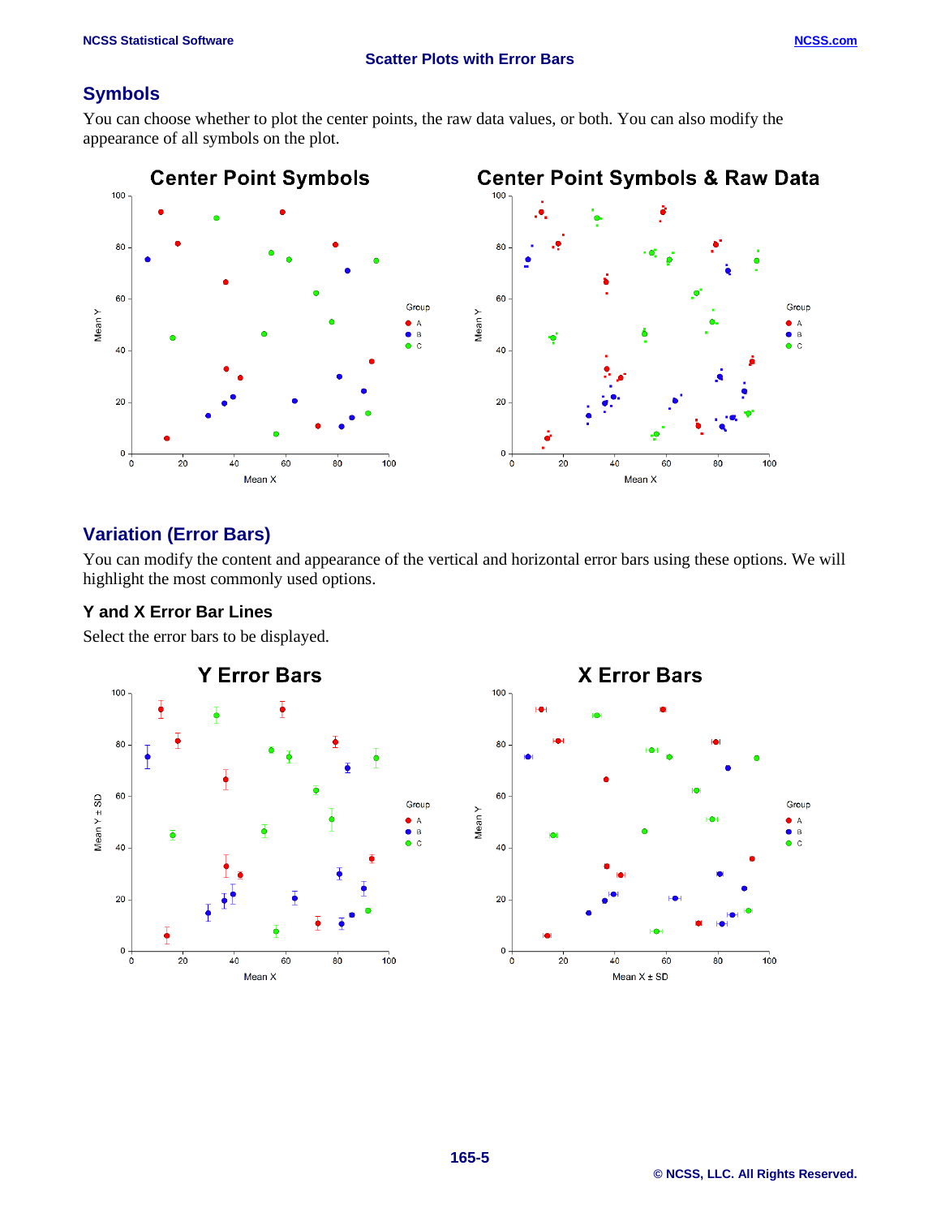## Symbols

You can choose whether to plot the center points, the raw data values, or both. You can also modify the appearance of all symbols on the plot.

## Variation (Error Bars)

You can modify the content and appearance of the vertical and horizontal error bars using these options. We will highlight the most commonly used options.

### Y and X Error Bar Lines

Select the error bars to be displayed.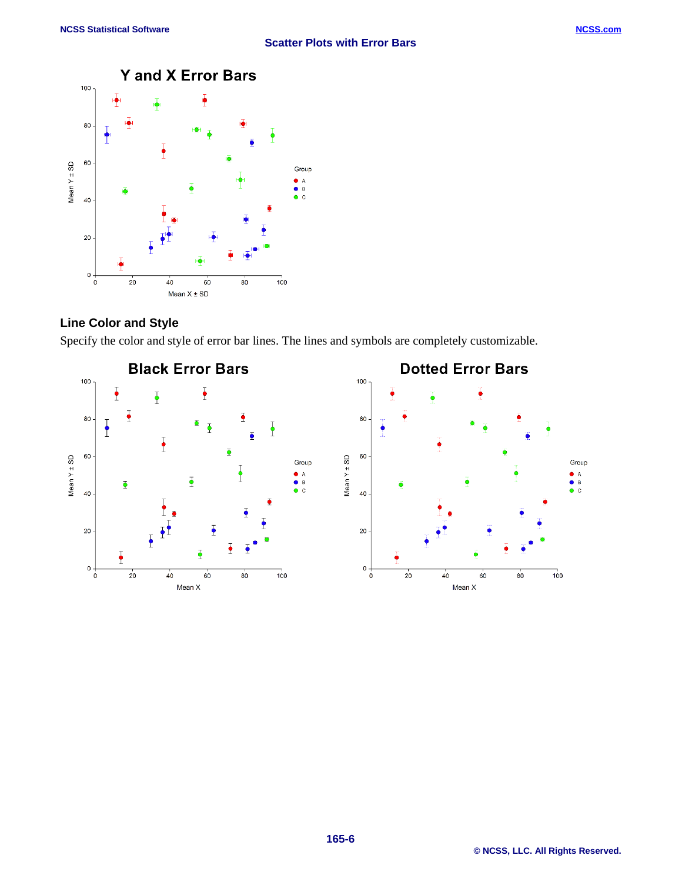## Line Color and Style

Specify the color and style of error bar lines. The lines and symbols are completely customizable.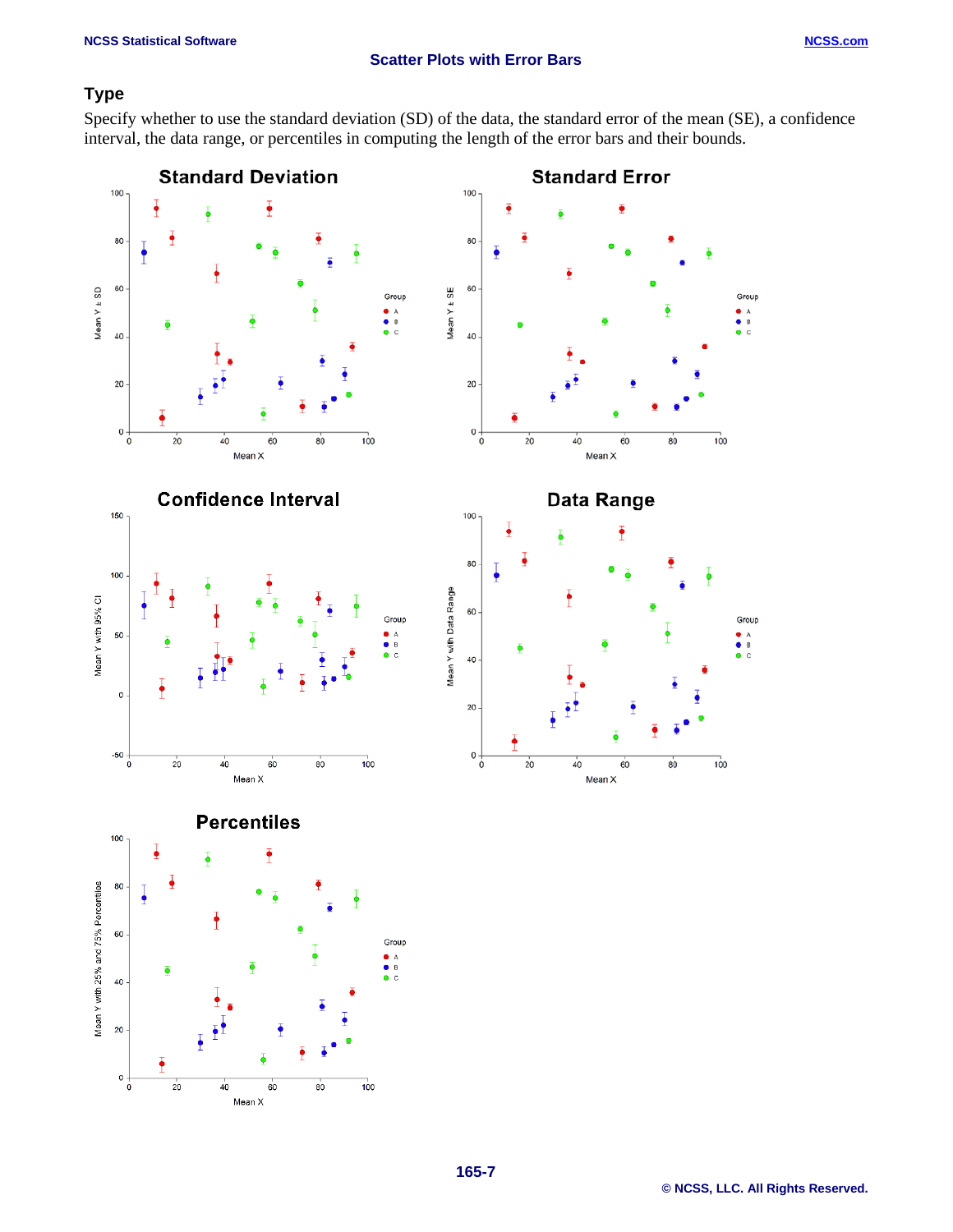## Type

Specify whether to use the standard deviation (SD) of the data, the standard error of the mean (SE), a confidence interval, the data range, or percentiles in computing the length of the error bars and their bounds.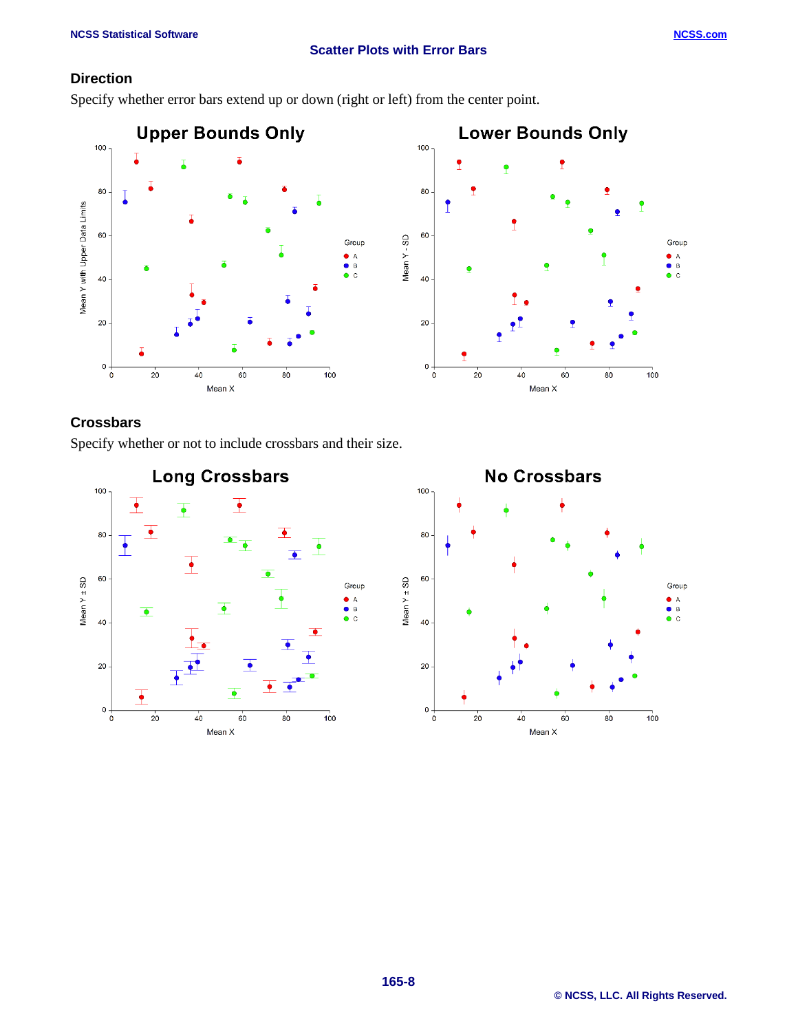## Direction

Specify whether error bars extend up or down (right or left) from the center point.

## Crossbars

Specify whether or not to include crossbars and their size.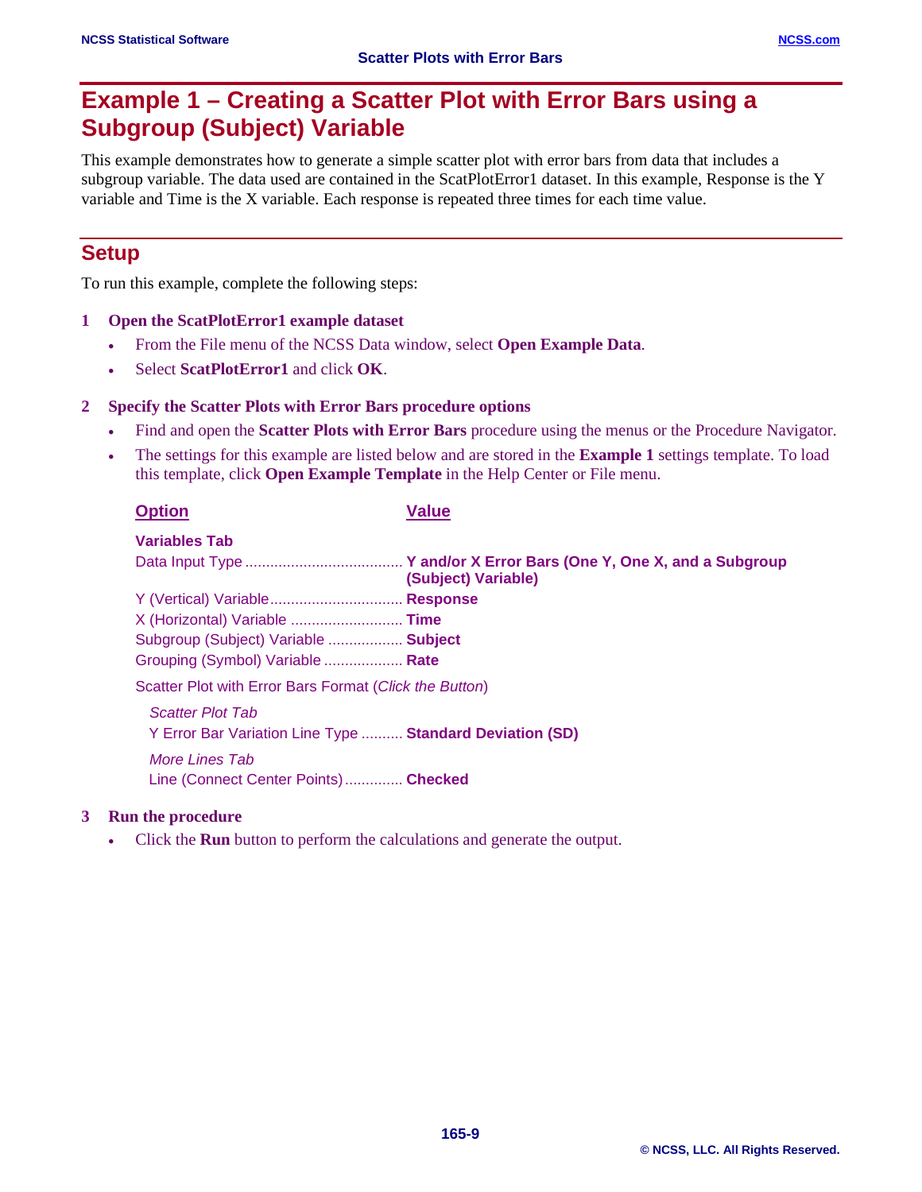## Example 1 – Creating a Scatter Plot with Error Bars using a Subgroup (Subject) Variable

This example demonstrates how to generate a simple scatter plot with error bars from data that includes a subgroup variable. The data used are contained in the ScatPlotError1 dataset. In this example, Response is the Y variable and Time is the X variable. Each response is repeated three times for each time value.

### Setup

To run this example, complete the following steps:

**1 Open the ScatPlotError1 example dataset**

- From the File menu of the NCSS Data window, select **Open Example Data**.
- Select **ScatPlotError1** and click **OK**.

**2 Specify the Scatter Plots with Error Bars procedure options**

- Find and open the **Scatter Plots with Error Bars** procedure using the menus or the Procedure Navigator.
- The settings for this example are listed below and are stored in the **Example 1** settings template. To load this template, click **Open Example Template** in the Help Center or File menu.

| Option | Value |
|---|---|
| **Variables Tab** | |
| Data Input Type | **Y and/or X Error Bars (One Y, One X, and a Subgroup (Subject) Variable)** |
| Y (Vertical) Variable | **Response** |
| X (Horizontal) Variable | **Time** |
| Subgroup (Subject) Variable | **Subject** |
| Grouping (Symbol) Variable | **Rate** |
| Scatter Plot with Error Bars Format (*Click the Button*) | |
| *Scatter Plot Tab* | |
| Y Error Bar Variation Line Type | **Standard Deviation (SD)** |
| *More Lines Tab* | |
| Line (Connect Center Points) | **Checked** |

**3 Run the procedure**

- Click the **Run** button to perform the calculations and generate the output.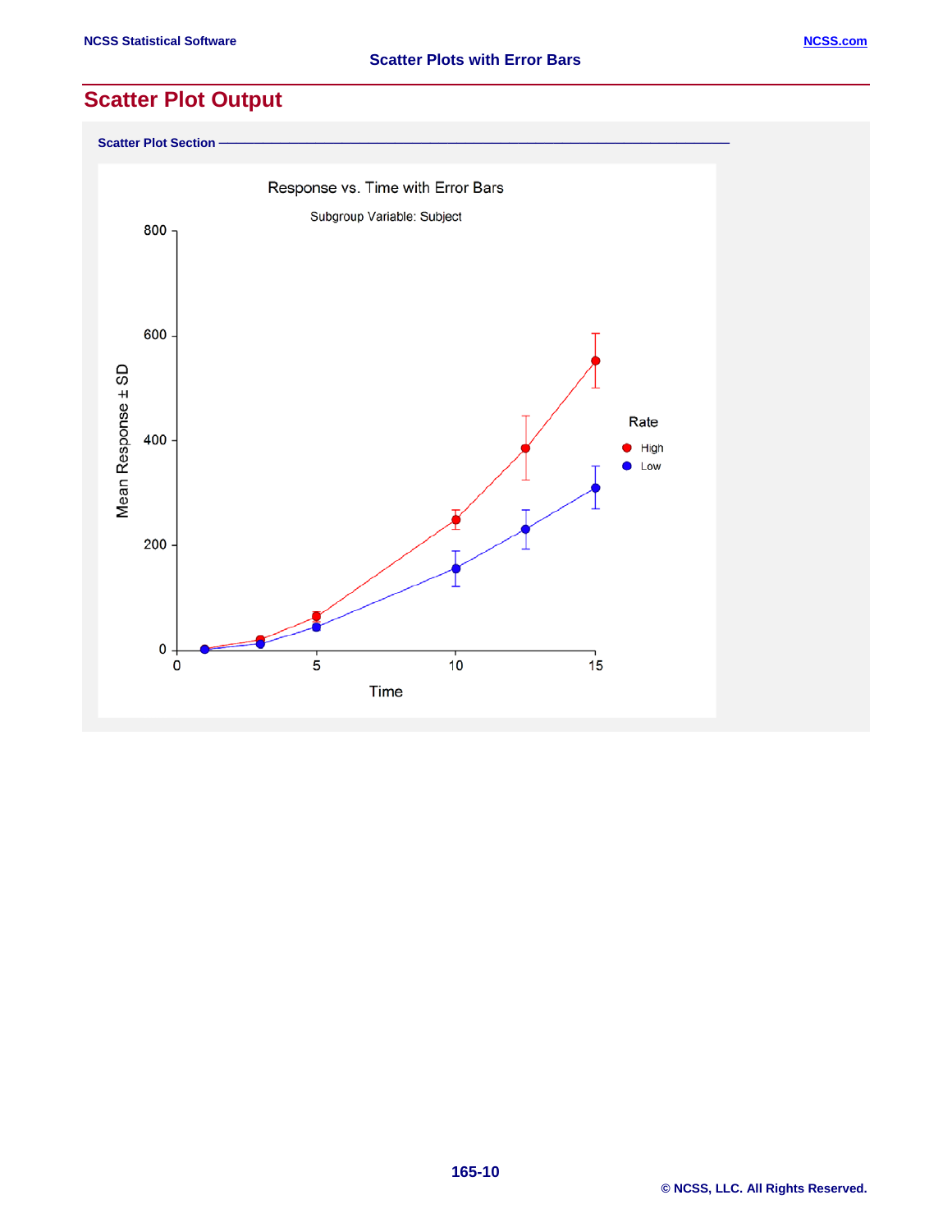## Scatter Plot Output

**Scatter Plot Section**

Response vs. Time with Error Bars

Subgroup Variable: Subject

Mean Response ± SD

Time

Rate

High

Low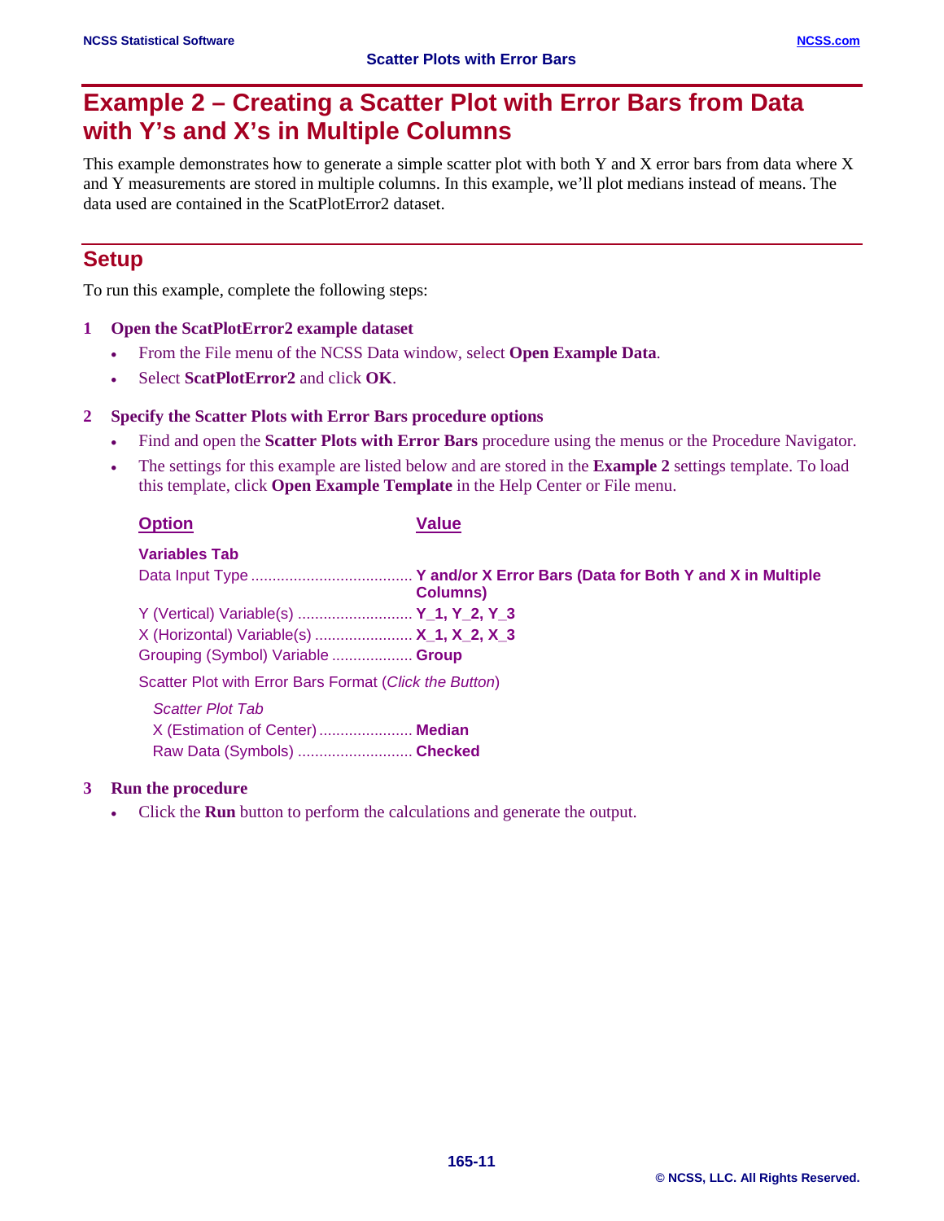## Example 2 – Creating a Scatter Plot with Error Bars from Data with Y's and X's in Multiple Columns

This example demonstrates how to generate a simple scatter plot with both Y and X error bars from data where X and Y measurements are stored in multiple columns. In this example, we'll plot medians instead of means. The data used are contained in the ScatPlotError2 dataset.

### Setup

To run this example, complete the following steps:

**1 Open the ScatPlotError2 example dataset**

- From the File menu of the NCSS Data window, select **Open Example Data**.
- Select **ScatPlotError2** and click **OK**.

**2 Specify the Scatter Plots with Error Bars procedure options**

- Find and open the **Scatter Plots with Error Bars** procedure using the menus or the Procedure Navigator.
- The settings for this example are listed below and are stored in the **Example 2** settings template. To load this template, click **Open Example Template** in the Help Center or File menu.

| Option | Value |
| --- | --- |
| **Variables Tab** | |
| Data Input Type | **Y and/or X Error Bars (Data for Both Y and X in Multiple Columns)** |
| Y (Vertical) Variable(s) | **Y_1, Y_2, Y_3** |
| X (Horizontal) Variable(s) | **X_1, X_2, X_3** |
| Grouping (Symbol) Variable | **Group** |
| Scatter Plot with Error Bars Format (*Click the Button*) | |
| *Scatter Plot Tab* | |
| X (Estimation of Center) | **Median** |
| Raw Data (Symbols) | **Checked** |

**3 Run the procedure**

- Click the **Run** button to perform the calculations and generate the output.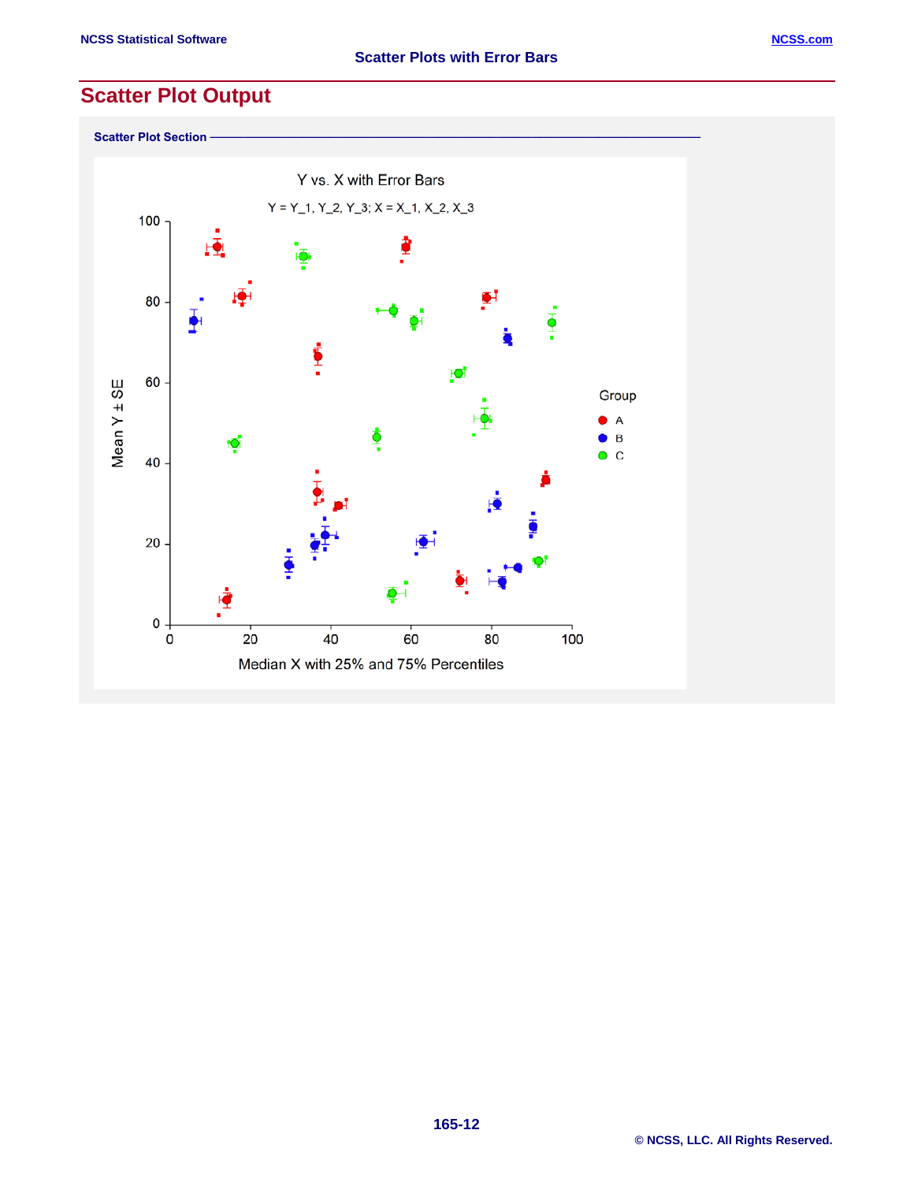# Scatter Plot Output

**Scatter Plot Section**

Y vs. X with Error Bars

Y = Y_1, Y_2, Y_3; X = X_1, X_2, X_3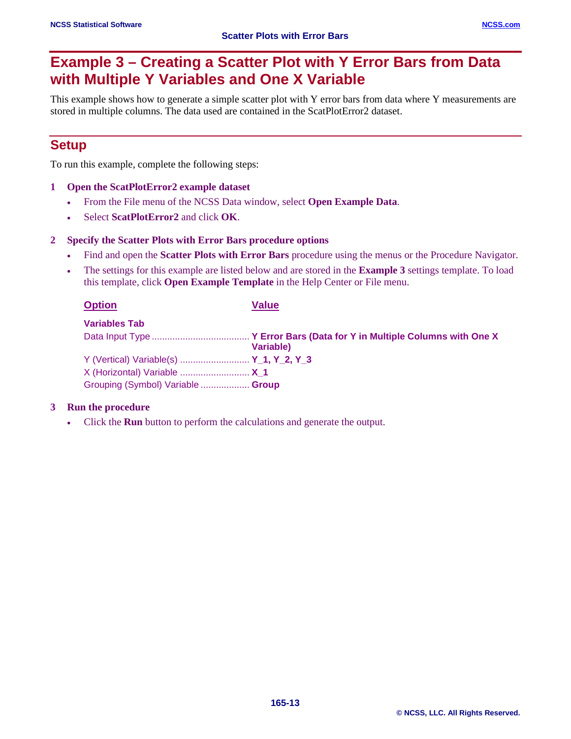# Example 3 – Creating a Scatter Plot with Y Error Bars from Data with Multiple Y Variables and One X Variable

This example shows how to generate a simple scatter plot with Y error bars from data where Y measurements are stored in multiple columns. The data used are contained in the ScatPlotError2 dataset.

## Setup

To run this example, complete the following steps:

**1 Open the ScatPlotError2 example dataset**

- From the File menu of the NCSS Data window, select **Open Example Data**.
- Select **ScatPlotError2** and click **OK**.

**2 Specify the Scatter Plots with Error Bars procedure options**

- Find and open the **Scatter Plots with Error Bars** procedure using the menus or the Procedure Navigator.
- The settings for this example are listed below and are stored in the **Example 3** settings template. To load this template, click **Open Example Template** in the Help Center or File menu.

| Option | Value |
|---|---|
| **Variables Tab** | |
| Data Input Type | **Y Error Bars (Data for Y in Multiple Columns with One X Variable)** |
| Y (Vertical) Variable(s) | **Y_1, Y_2, Y_3** |
| X (Horizontal) Variable | **X_1** |
| Grouping (Symbol) Variable | **Group** |

**3 Run the procedure**

- Click the **Run** button to perform the calculations and generate the output.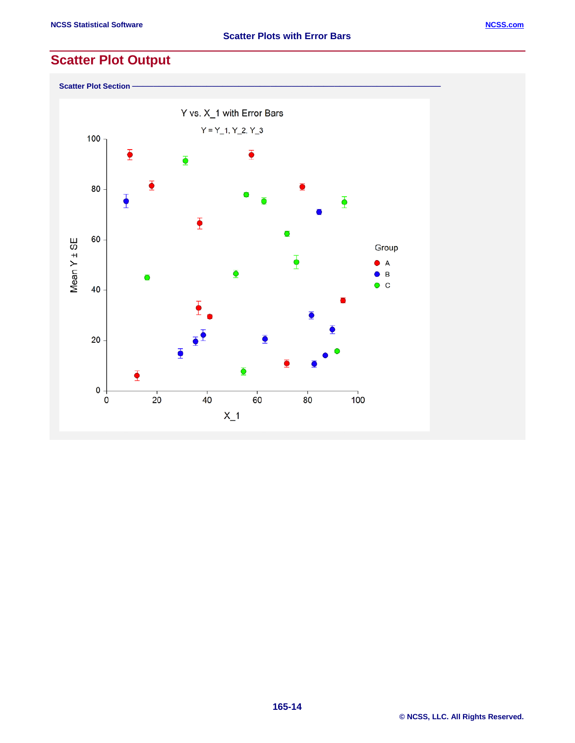## Scatter Plot Output

**Scatter Plot Section**

Y vs. X_1 with Error Bars

Y = Y_1, Y_2, Y_3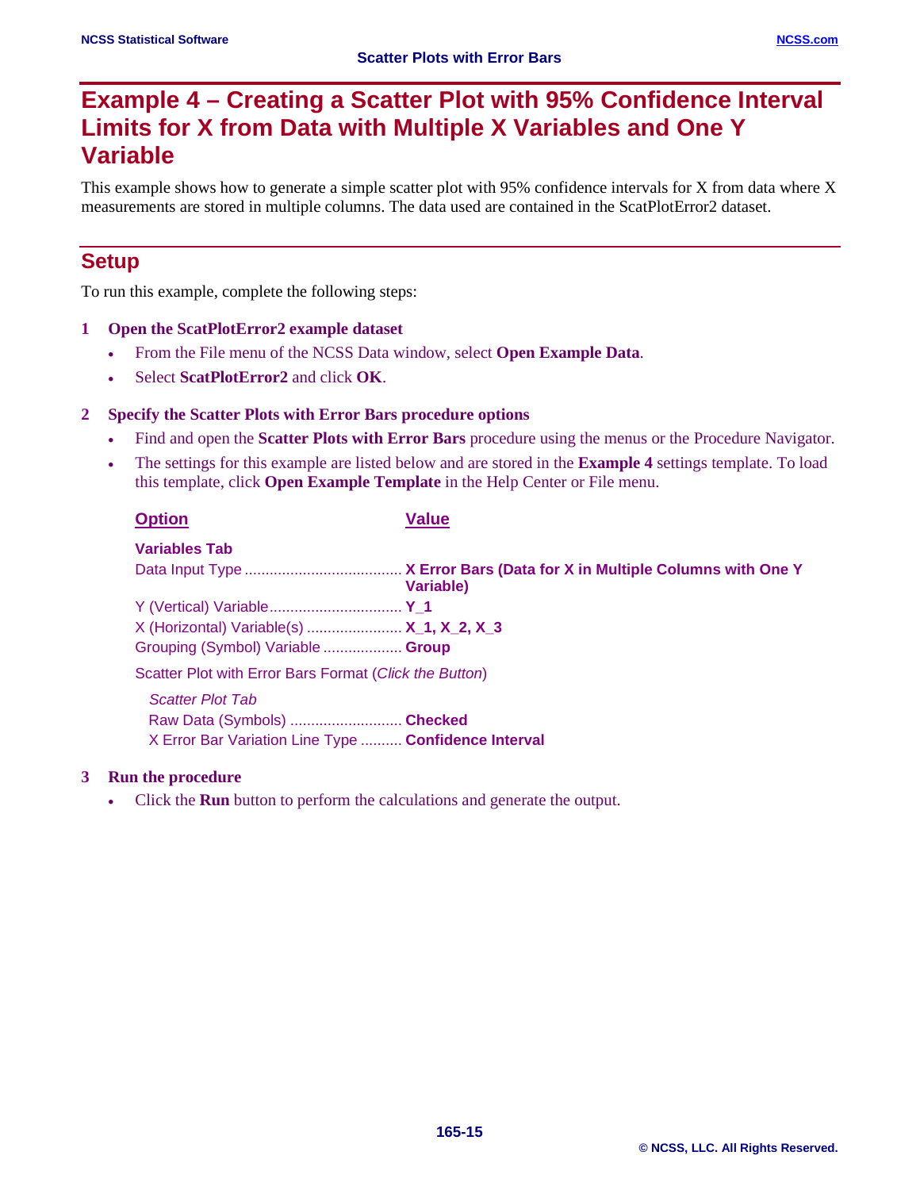# Example 4 – Creating a Scatter Plot with 95% Confidence Interval Limits for X from Data with Multiple X Variables and One Y Variable

This example shows how to generate a simple scatter plot with 95% confidence intervals for X from data where X measurements are stored in multiple columns. The data used are contained in the ScatPlotError2 dataset.

## Setup

To run this example, complete the following steps:

**1 Open the ScatPlotError2 example dataset**

- From the File menu of the NCSS Data window, select **Open Example Data**.
- Select **ScatPlotError2** and click **OK**.

**2 Specify the Scatter Plots with Error Bars procedure options**

- Find and open the **Scatter Plots with Error Bars** procedure using the menus or the Procedure Navigator.
- The settings for this example are listed below and are stored in the **Example 4** settings template. To load this template, click **Open Example Template** in the Help Center or File menu.

| Option | Value |
| --- | --- |
| **Variables Tab** | |
| Data Input Type | **X Error Bars (Data for X in Multiple Columns with One Y Variable)** |
| Y (Vertical) Variable | **Y_1** |
| X (Horizontal) Variable(s) | **X_1, X_2, X_3** |
| Grouping (Symbol) Variable | **Group** |
| Scatter Plot with Error Bars Format (*Click the Button*) | |
| *Scatter Plot Tab* | |
| Raw Data (Symbols) | **Checked** |
| X Error Bar Variation Line Type | **Confidence Interval** |

**3 Run the procedure**

- Click the **Run** button to perform the calculations and generate the output.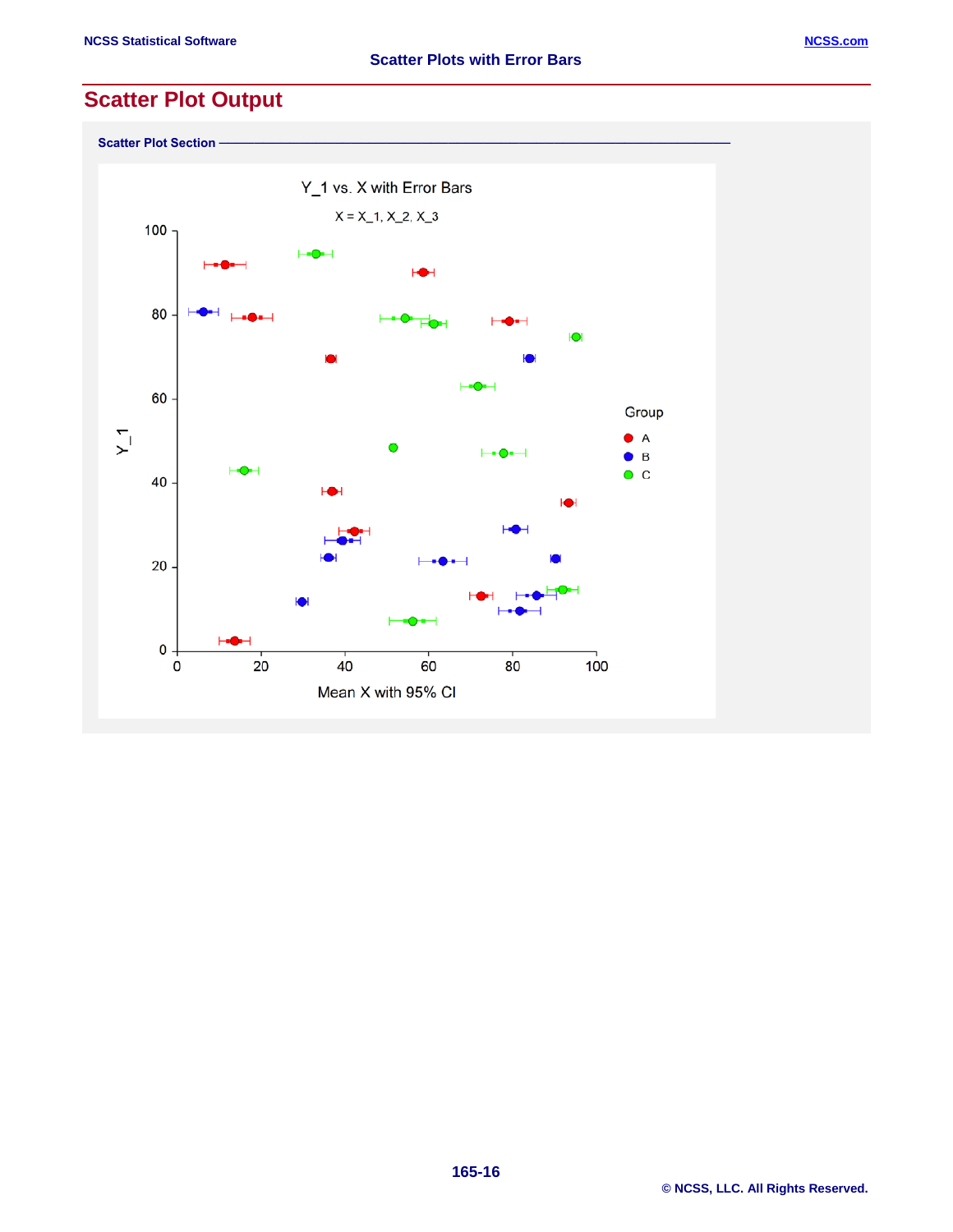## Scatter Plot Output

**Scatter Plot Section**

Y_1 vs. X with Error Bars

X = X_1, X_2, X_3

Y_1

100

80

60

40

20

0

0

20

40

60

80

100

Mean X with 95% CI

Group

A

B

C